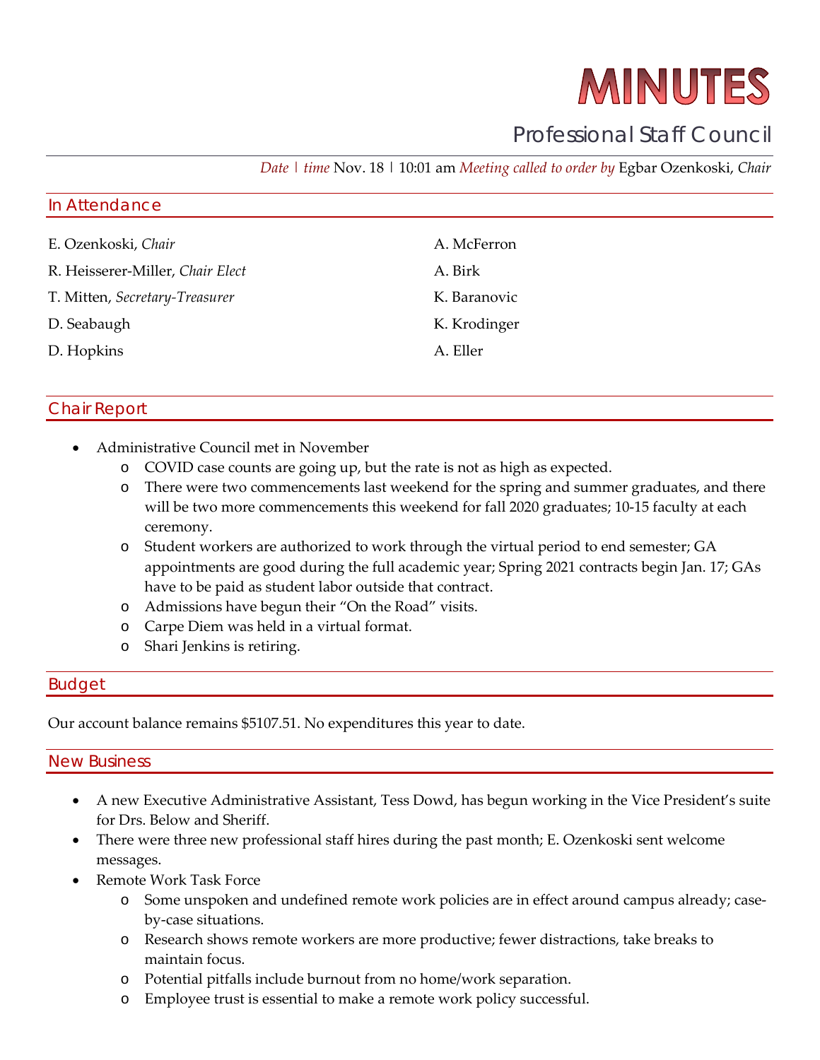# MINUTES

## Professional Staff Council

*Date | time* Nov. 18 | 10:01 am *Meeting called to order by* Egbar Ozenkoski, *Chair*

## In Attendance

E. Ozenkoski, *Chair*
R. Heisserer-Miller, *Chair Elect*
T. Mitten, *Secretary-Treasurer*
D. Seabaugh
D. Hopkins
A. McFerron
A. Birk
K. Baranovic
K. Krodinger
A. Eller

## Chair Report

- Administrative Council met in November
  - COVID case counts are going up, but the rate is not as high as expected.
  - There were two commencements last weekend for the spring and summer graduates, and there will be two more commencements this weekend for fall 2020 graduates; 10-15 faculty at each ceremony.
  - Student workers are authorized to work through the virtual period to end semester; GA appointments are good during the full academic year; Spring 2021 contracts begin Jan. 17; GAs have to be paid as student labor outside that contract.
  - Admissions have begun their "On the Road" visits.
  - Carpe Diem was held in a virtual format.
  - Shari Jenkins is retiring.

## Budget

Our account balance remains $5107.51. No expenditures this year to date.

## New Business

- A new Executive Administrative Assistant, Tess Dowd, has begun working in the Vice President's suite for Drs. Below and Sheriff.
- There were three new professional staff hires during the past month; E. Ozenkoski sent welcome messages.
- Remote Work Task Force
  - Some unspoken and undefined remote work policies are in effect around campus already; case-by-case situations.
  - Research shows remote workers are more productive; fewer distractions, take breaks to maintain focus.
  - Potential pitfalls include burnout from no home/work separation.
  - Employee trust is essential to make a remote work policy successful.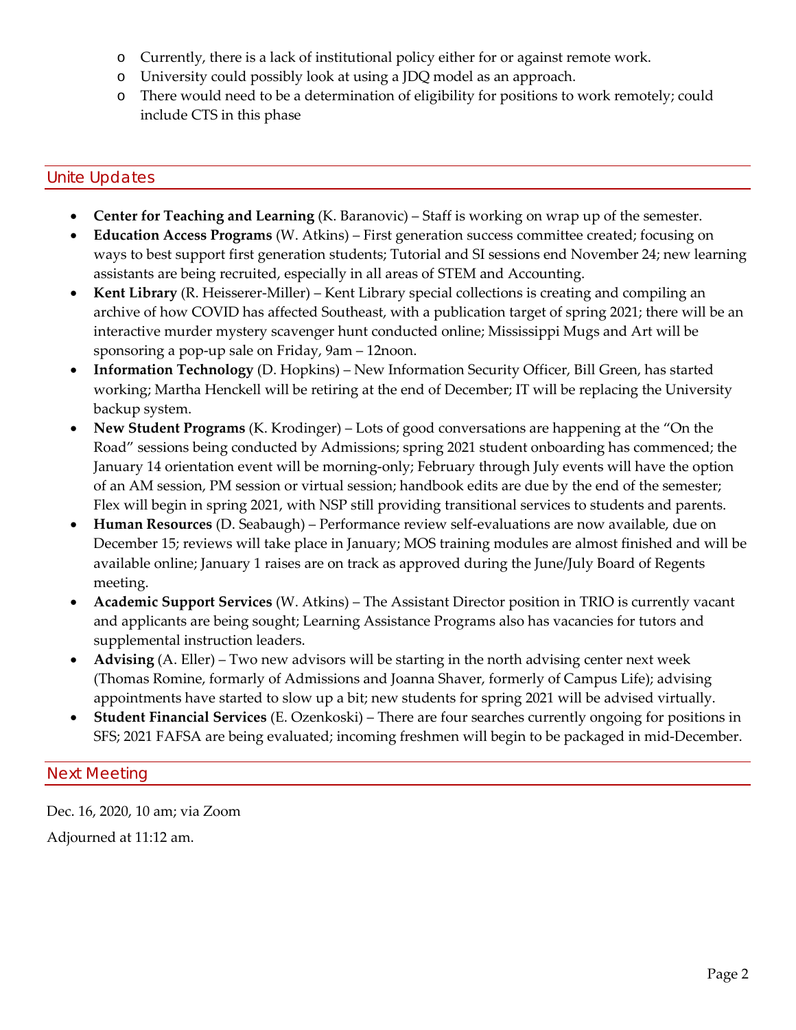- Currently, there is a lack of institutional policy either for or against remote work.
- University could possibly look at using a JDQ model as an approach.
- There would need to be a determination of eligibility for positions to work remotely; could include CTS in this phase

## Unite Updates

- **Center for Teaching and Learning** (K. Baranovic) – Staff is working on wrap up of the semester.
- **Education Access Programs** (W. Atkins) – First generation success committee created; focusing on ways to best support first generation students; Tutorial and SI sessions end November 24; new learning assistants are being recruited, especially in all areas of STEM and Accounting.
- **Kent Library** (R. Heisserer-Miller) – Kent Library special collections is creating and compiling an archive of how COVID has affected Southeast, with a publication target of spring 2021; there will be an interactive murder mystery scavenger hunt conducted online; Mississippi Mugs and Art will be sponsoring a pop-up sale on Friday, 9am – 12noon.
- **Information Technology** (D. Hopkins) – New Information Security Officer, Bill Green, has started working; Martha Henckell will be retiring at the end of December; IT will be replacing the University backup system.
- **New Student Programs** (K. Krodinger) – Lots of good conversations are happening at the "On the Road" sessions being conducted by Admissions; spring 2021 student onboarding has commenced; the January 14 orientation event will be morning-only; February through July events will have the option of an AM session, PM session or virtual session; handbook edits are due by the end of the semester; Flex will begin in spring 2021, with NSP still providing transitional services to students and parents.
- **Human Resources** (D. Seabaugh) – Performance review self-evaluations are now available, due on December 15; reviews will take place in January; MOS training modules are almost finished and will be available online; January 1 raises are on track as approved during the June/July Board of Regents meeting.
- **Academic Support Services** (W. Atkins) – The Assistant Director position in TRIO is currently vacant and applicants are being sought; Learning Assistance Programs also has vacancies for tutors and supplemental instruction leaders.
- **Advising** (A. Eller) – Two new advisors will be starting in the north advising center next week (Thomas Romine, formarly of Admissions and Joanna Shaver, formerly of Campus Life); advising appointments have started to slow up a bit; new students for spring 2021 will be advised virtually.
- **Student Financial Services** (E. Ozenkoski) – There are four searches currently ongoing for positions in SFS; 2021 FAFSA are being evaluated; incoming freshmen will begin to be packaged in mid-December.

## Next Meeting

Dec. 16, 2020, 10 am; via Zoom

Adjourned at 11:12 am.